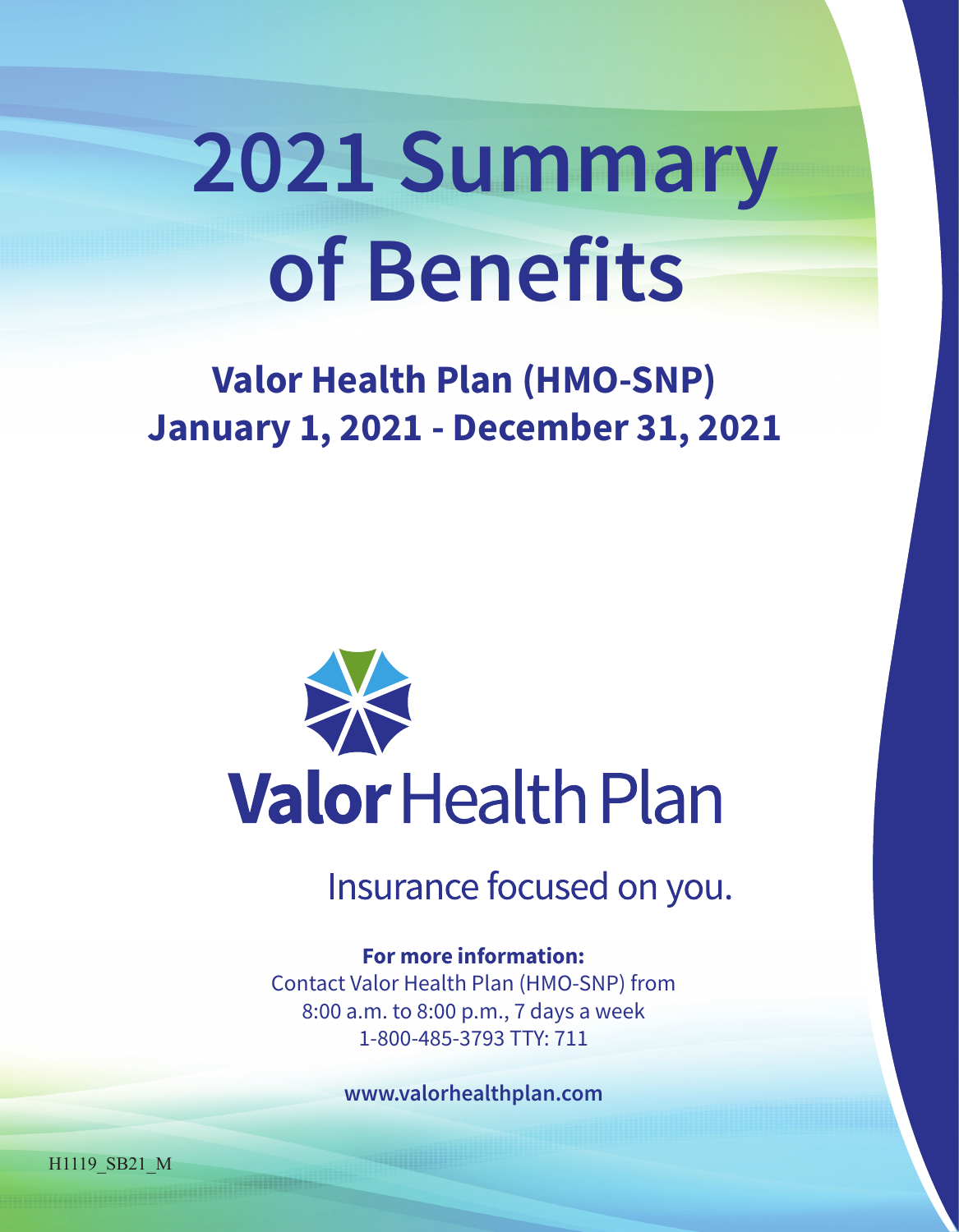# 2021 Summary of Benefits

## Valor Health Plan (HMO-SNP)
## January 1, 2021 - December 31, 2021

Valor Health Plan

Insurance focused on you.

**For more information:**
Contact Valor Health Plan (HMO-SNP) from
8:00 a.m. to 8:00 p.m., 7 days a week
1-800-485-3793 TTY: 711

**www.valorhealthplan.com**

H1119_SB21_M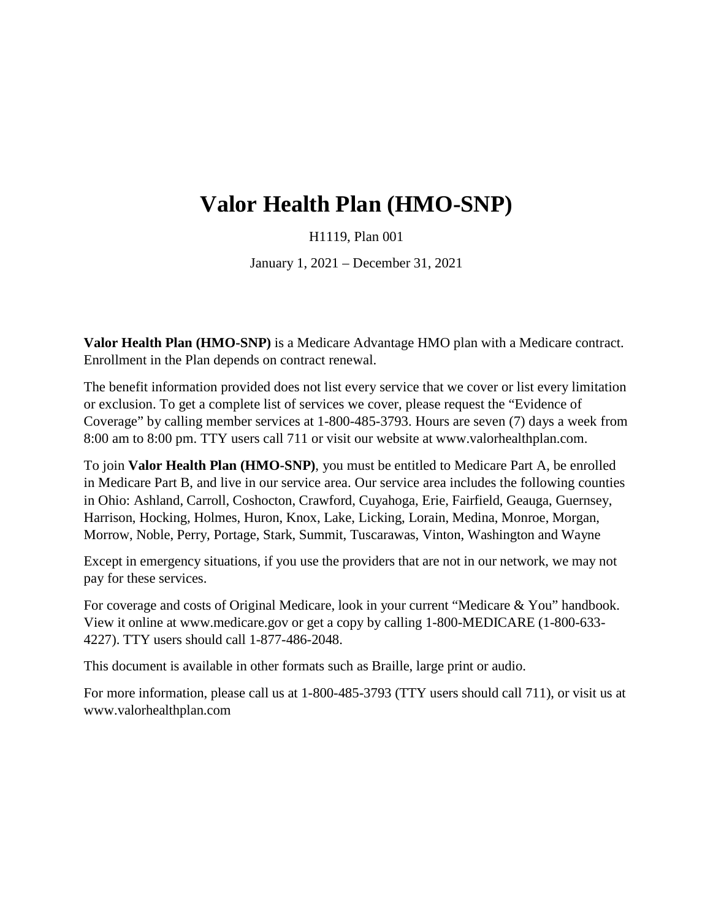# Valor Health Plan (HMO-SNP)

H1119, Plan 001

January 1, 2021 – December 31, 2021

**Valor Health Plan (HMO-SNP)** is a Medicare Advantage HMO plan with a Medicare contract. Enrollment in the Plan depends on contract renewal.

The benefit information provided does not list every service that we cover or list every limitation or exclusion. To get a complete list of services we cover, please request the "Evidence of Coverage" by calling member services at 1-800-485-3793. Hours are seven (7) days a week from 8:00 am to 8:00 pm. TTY users call 711 or visit our website at www.valorhealthplan.com.

To join **Valor Health Plan (HMO-SNP)**, you must be entitled to Medicare Part A, be enrolled in Medicare Part B, and live in our service area. Our service area includes the following counties in Ohio: Ashland, Carroll, Coshocton, Crawford, Cuyahoga, Erie, Fairfield, Geauga, Guernsey, Harrison, Hocking, Holmes, Huron, Knox, Lake, Licking, Lorain, Medina, Monroe, Morgan, Morrow, Noble, Perry, Portage, Stark, Summit, Tuscarawas, Vinton, Washington and Wayne

Except in emergency situations, if you use the providers that are not in our network, we may not pay for these services.

For coverage and costs of Original Medicare, look in your current "Medicare & You" handbook. View it online at www.medicare.gov or get a copy by calling 1-800-MEDICARE (1-800-633-4227). TTY users should call 1-877-486-2048.

This document is available in other formats such as Braille, large print or audio.

For more information, please call us at 1-800-485-3793 (TTY users should call 711), or visit us at www.valorhealthplan.com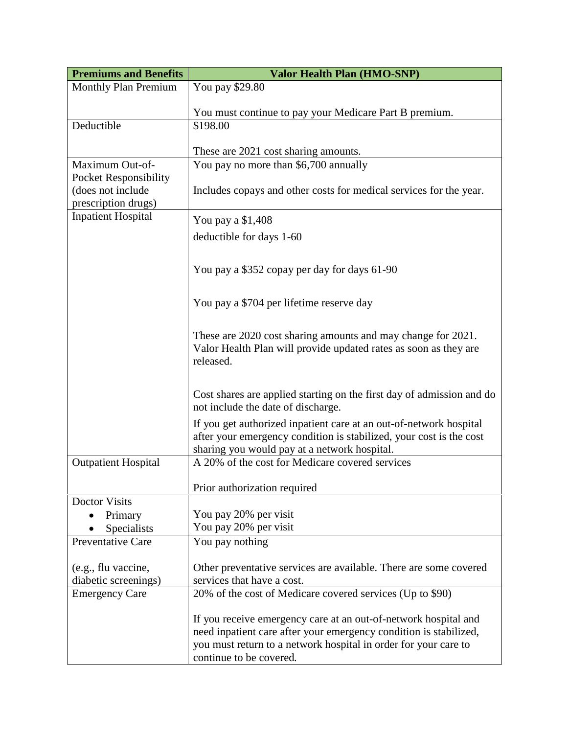| Premiums and Benefits | Valor Health Plan (HMO-SNP) |
| --- | --- |
| Monthly Plan Premium | You pay $29.80<br><br>You must continue to pay your Medicare Part B premium. |
| Deductible | $198.00<br><br>These are 2021 cost sharing amounts. |
| Maximum Out-of-Pocket Responsibility (does not include prescription drugs) | You pay no more than $6,700 annually<br><br>Includes copays and other costs for medical services for the year. |
| Inpatient Hospital | You pay a $1,408<br>deductible for days 1-60<br><br>You pay a $352 copay per day for days 61-90<br><br>You pay a $704 per lifetime reserve day<br><br>These are 2020 cost sharing amounts and may change for 2021. Valor Health Plan will provide updated rates as soon as they are released.<br><br>Cost shares are applied starting on the first day of admission and do not include the date of discharge.<br>If you get authorized inpatient care at an out-of-network hospital after your emergency condition is stabilized, your cost is the cost sharing you would pay at a network hospital. |
| Outpatient Hospital | A 20% of the cost for Medicare covered services<br><br>Prior authorization required |
| Doctor Visits<br>• Primary<br>• Specialists | <br>You pay 20% per visit<br>You pay 20% per visit |
| Preventative Care<br><br>(e.g., flu vaccine, diabetic screenings) | You pay nothing<br><br>Other preventative services are available. There are some covered services that have a cost. |
| Emergency Care | 20% of the cost of Medicare covered services (Up to $90)<br><br>If you receive emergency care at an out-of-network hospital and need inpatient care after your emergency condition is stabilized, you must return to a network hospital in order for your care to continue to be covered. |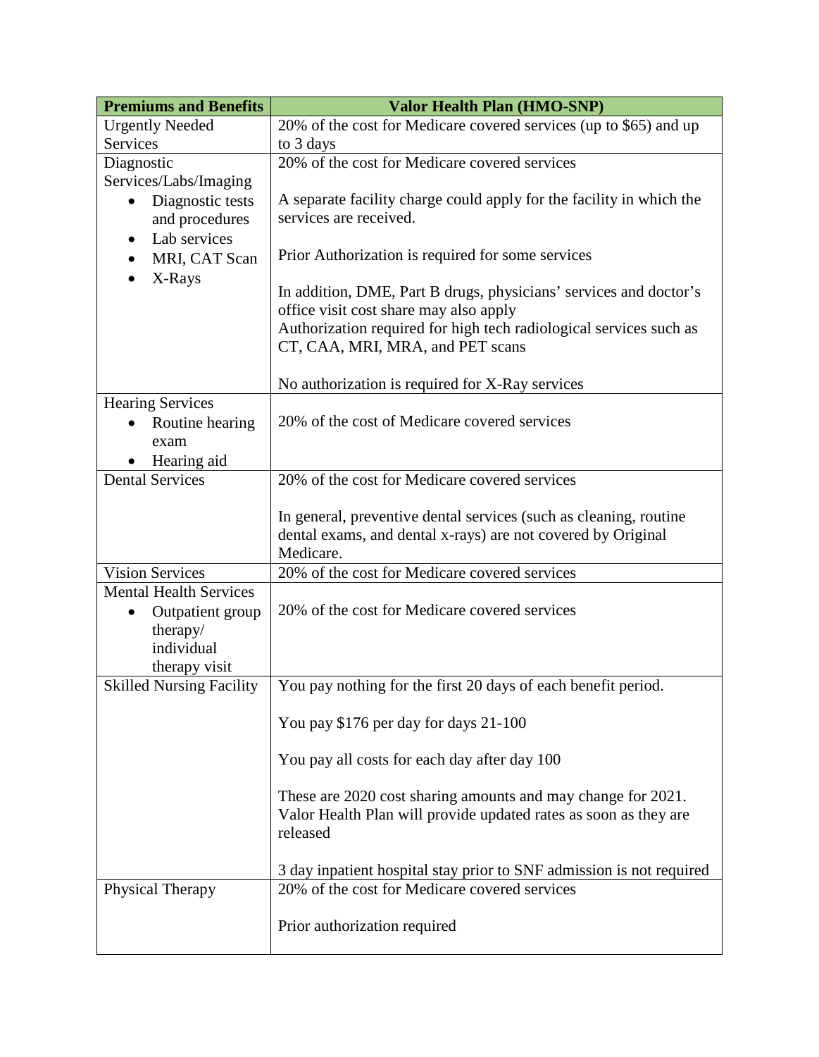| Premiums and Benefits | Valor Health Plan (HMO-SNP) |
|---|---|
| Urgently Needed Services | 20% of the cost for Medicare covered services (up to $65) and up to 3 days |
| Diagnostic Services/Labs/Imaging<br>• Diagnostic tests and procedures<br>• Lab services<br>• MRI, CAT Scan<br>• X-Rays | 20% of the cost for Medicare covered services<br><br>A separate facility charge could apply for the facility in which the services are received.<br><br>Prior Authorization is required for some services<br><br>In addition, DME, Part B drugs, physicians' services and doctor's office visit cost share may also apply<br>Authorization required for high tech radiological services such as CT, CAA, MRI, MRA, and PET scans<br><br>No authorization is required for X-Ray services |
| Hearing Services<br>• Routine hearing exam<br>• Hearing aid | 20% of the cost of Medicare covered services |
| Dental Services | 20% of the cost for Medicare covered services<br><br>In general, preventive dental services (such as cleaning, routine dental exams, and dental x-rays) are not covered by Original Medicare. |
| Vision Services | 20% of the cost for Medicare covered services |
| Mental Health Services<br>• Outpatient group therapy/ individual therapy visit | 20% of the cost for Medicare covered services |
| Skilled Nursing Facility | You pay nothing for the first 20 days of each benefit period.<br><br>You pay $176 per day for days 21-100<br><br>You pay all costs for each day after day 100<br><br>These are 2020 cost sharing amounts and may change for 2021. Valor Health Plan will provide updated rates as soon as they are released<br><br>3 day inpatient hospital stay prior to SNF admission is not required |
| Physical Therapy | 20% of the cost for Medicare covered services<br><br>Prior authorization required |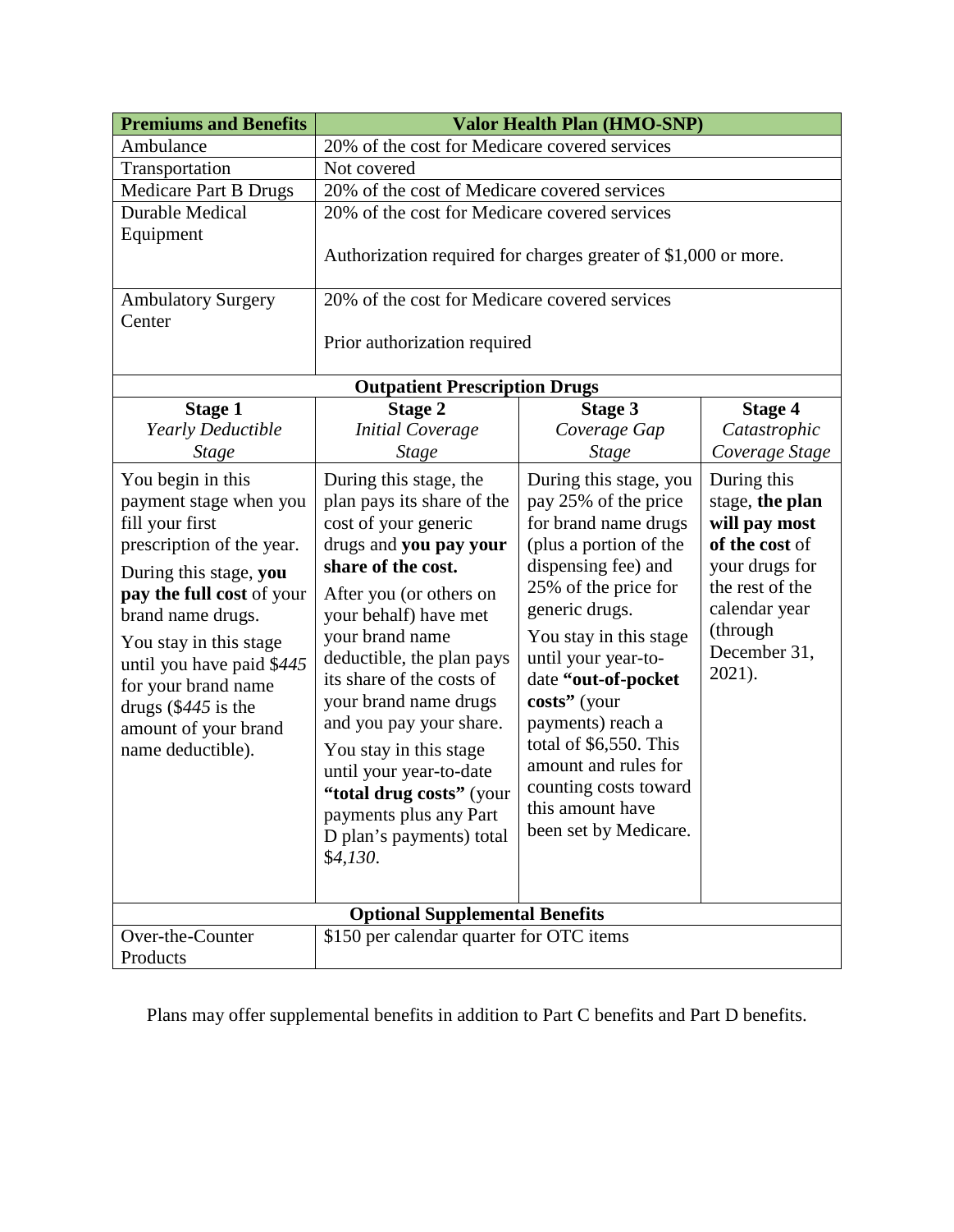| Premiums and Benefits | Valor Health Plan (HMO-SNP) | | |
|---|---|---|---|
| Ambulance | 20% of the cost for Medicare covered services | | |
| Transportation | Not covered | | |
| Medicare Part B Drugs | 20% of the cost of Medicare covered services | | |
| Durable Medical Equipment | 20% of the cost for Medicare covered services<br><br>Authorization required for charges greater of $1,000 or more. | | |
| Ambulatory Surgery Center | 20% of the cost for Medicare covered services<br><br>Prior authorization required | | |
| **Outpatient Prescription Drugs** | | | |
| **Stage 1**<br>*Yearly Deductible Stage* | **Stage 2**<br>*Initial Coverage Stage* | **Stage 3**<br>*Coverage Gap Stage* | **Stage 4**<br>*Catastrophic Coverage Stage* |
| You begin in this payment stage when you fill your first prescription of the year.<br>During this stage, **you pay the full cost** of your brand name drugs.<br>You stay in this stage until you have paid $*445* for your brand name drugs ($*445* is the amount of your brand name deductible). | During this stage, the plan pays its share of the cost of your generic drugs and **you pay your share of the cost.**<br>After you (or others on your behalf) have met your brand name deductible, the plan pays its share of the costs of your brand name drugs and you pay your share.<br>You stay in this stage until your year-to-date **"total drug costs"** (your payments plus any Part D plan's payments) total $*4,130*. | During this stage, you pay 25% of the price for brand name drugs (plus a portion of the dispensing fee) and 25% of the price for generic drugs.<br>You stay in this stage until your year-to-date **"out-of-pocket costs"** (your payments) reach a total of $6,550. This amount and rules for counting costs toward this amount have been set by Medicare. | During this stage, **the plan will pay most of the cost** of your drugs for the rest of the calendar year (through December 31, 2021). |
| **Optional Supplemental Benefits** | | | |
| Over-the-Counter Products | $150 per calendar quarter for OTC items | | |

Plans may offer supplemental benefits in addition to Part C benefits and Part D benefits.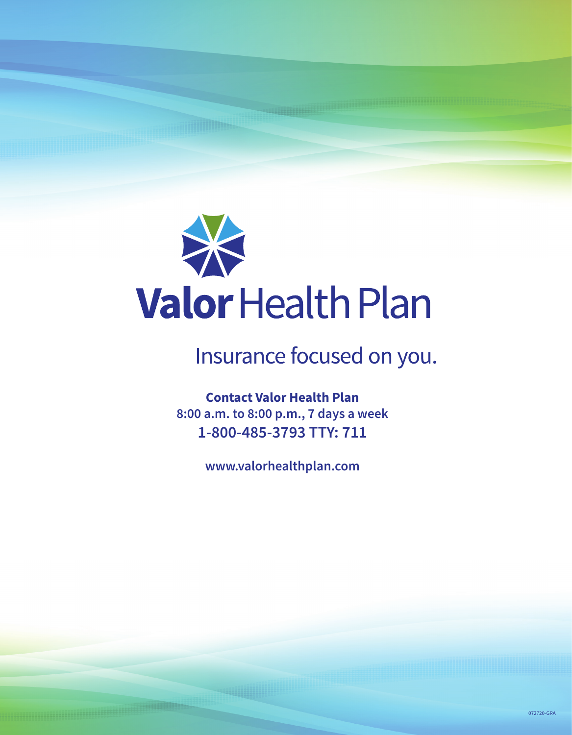# Valor Health Plan

Insurance focused on you.

**Contact Valor Health Plan**

**8:00 a.m. to 8:00 p.m., 7 days a week**

**1-800-485-3793 TTY: 711**

**www.valorhealthplan.com**

072720-GRA